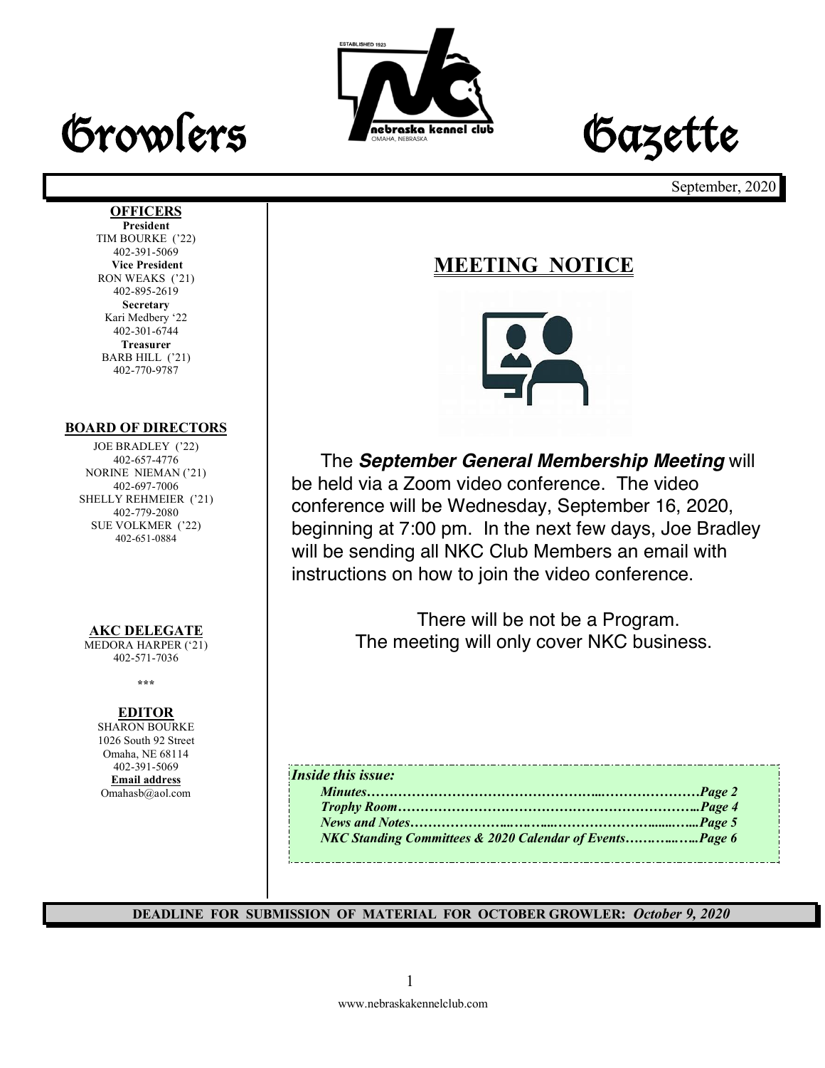# Growlers Gazette

September, 2020

**OFFICERS**

**President**
TIM BOURKE ('22)
402-391-5069

**Vice President**
RON WEAKS ('21)
402-895-2619

**Secretary**
Kari Medbery '22
402-301-6744

**Treasurer**
BARB HILL ('21)
402-770-9787

**BOARD OF DIRECTORS**

JOE BRADLEY ('22)
402-657-4776

NORINE NIEMAN ('21)
402-697-7006

SHELLY REHMEIER ('21)
402-779-2080

SUE VOLKMER ('22)
402-651-0884

**AKC DELEGATE**

MEDORA HARPER ('21)
402-571-7036

\*\*\*

**EDITOR**

SHARON BOURKE
1026 South 92 Street
Omaha, NE 68114
402-391-5069

**Email address**
Omahasb@aol.com

## MEETING NOTICE

The ***September General Membership Meeting*** will be held via a Zoom video conference. The video conference will be Wednesday, September 16, 2020, beginning at 7:00 pm. In the next few days, Joe Bradley will be sending all NKC Club Members an email with instructions on how to join the video conference.

There will be not be a Program.
The meeting will only cover NKC business.

***Inside this issue:***

- ***Minutes……………………………………………...…………………Page 2***
- ***Trophy Room…………………………………………………………...Page 4***
- ***News and Notes…………………...……...…………………......…...Page 5***
- ***NKC Standing Committees & 2020 Calendar of Events…….…...…..Page 6***

**DEADLINE FOR SUBMISSION OF MATERIAL FOR OCTOBER GROWLER:** ***October 9, 2020***

www.nebraskakennelclub.com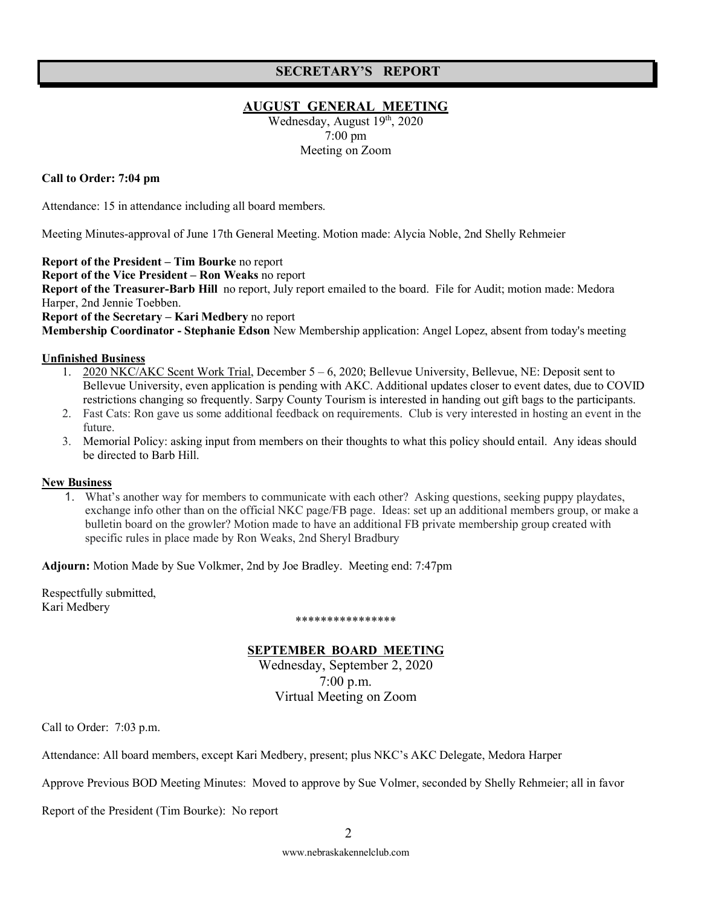## SECRETARY'S REPORT

### AUGUST GENERAL MEETING

Wednesday, August 19th, 2020
7:00 pm
Meeting on Zoom

**Call to Order: 7:04 pm**

Attendance: 15 in attendance including all board members.

Meeting Minutes-approval of June 17th General Meeting. Motion made: Alycia Noble, 2nd Shelly Rehmeier

**Report of the President – Tim Bourke** no report
**Report of the Vice President – Ron Weaks** no report
**Report of the Treasurer-Barb Hill** no report, July report emailed to the board. File for Audit; motion made: Medora Harper, 2nd Jennie Toebben.
**Report of the Secretary – Kari Medbery** no report
**Membership Coordinator - Stephanie Edson** New Membership application: Angel Lopez, absent from today's meeting

**Unfinished Business**

1. 2020 NKC/AKC Scent Work Trial, December 5 – 6, 2020; Bellevue University, Bellevue, NE: Deposit sent to Bellevue University, even application is pending with AKC. Additional updates closer to event dates, due to COVID restrictions changing so frequently. Sarpy County Tourism is interested in handing out gift bags to the participants.
2. Fast Cats: Ron gave us some additional feedback on requirements. Club is very interested in hosting an event in the future.
3. Memorial Policy: asking input from members on their thoughts to what this policy should entail. Any ideas should be directed to Barb Hill.

**New Business**

1. What's another way for members to communicate with each other? Asking questions, seeking puppy playdates, exchange info other than on the official NKC page/FB page. Ideas: set up an additional members group, or make a bulletin board on the growler? Motion made to have an additional FB private membership group created with specific rules in place made by Ron Weaks, 2nd Sheryl Bradbury

**Adjourn:** Motion Made by Sue Volkmer, 2nd by Joe Bradley. Meeting end: 7:47pm

Respectfully submitted,
Kari Medbery

****************

### SEPTEMBER BOARD MEETING

Wednesday, September 2, 2020
7:00 p.m.
Virtual Meeting on Zoom

Call to Order: 7:03 p.m.

Attendance: All board members, except Kari Medbery, present; plus NKC's AKC Delegate, Medora Harper

Approve Previous BOD Meeting Minutes: Moved to approve by Sue Volmer, seconded by Shelly Rehmeier; all in favor

Report of the President (Tim Bourke): No report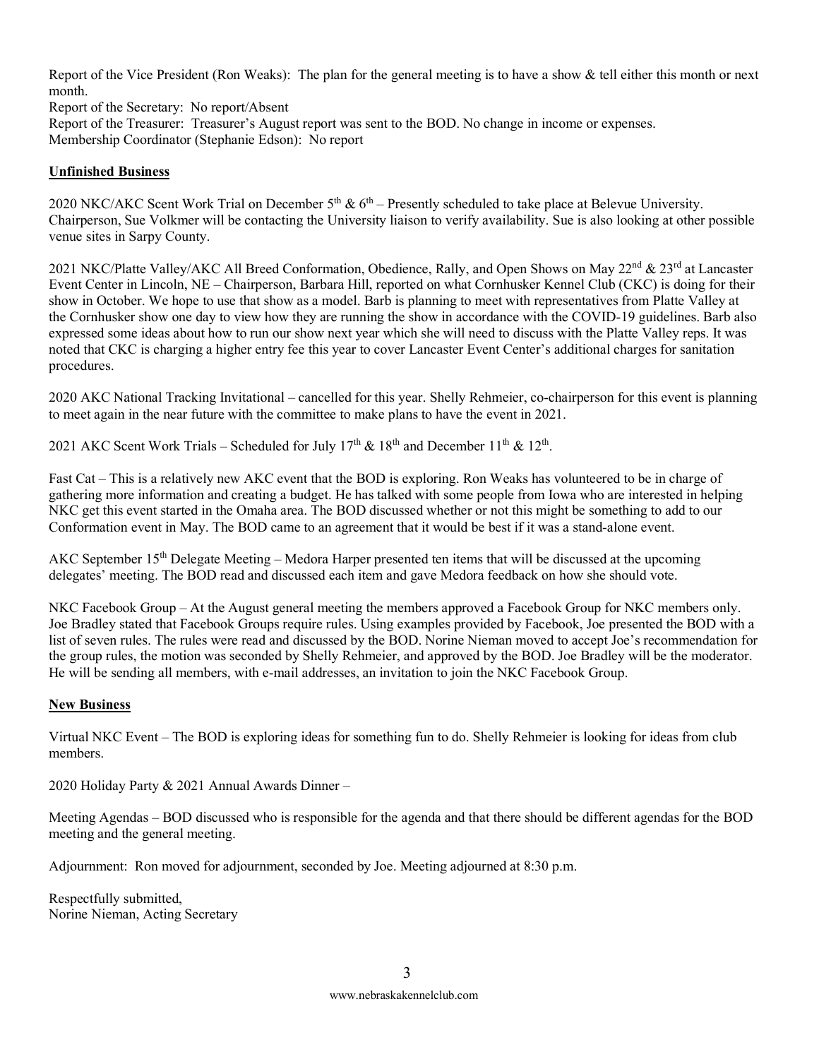Report of the Vice President (Ron Weaks): The plan for the general meeting is to have a show & tell either this month or next month.
Report of the Secretary: No report/Absent
Report of the Treasurer: Treasurer's August report was sent to the BOD. No change in income or expenses.
Membership Coordinator (Stephanie Edson): No report

## Unfinished Business

2020 NKC/AKC Scent Work Trial on December 5th & 6th – Presently scheduled to take place at Belevue University. Chairperson, Sue Volkmer will be contacting the University liaison to verify availability. Sue is also looking at other possible venue sites in Sarpy County.

2021 NKC/Platte Valley/AKC All Breed Conformation, Obedience, Rally, and Open Shows on May 22nd & 23rd at Lancaster Event Center in Lincoln, NE – Chairperson, Barbara Hill, reported on what Cornhusker Kennel Club (CKC) is doing for their show in October. We hope to use that show as a model. Barb is planning to meet with representatives from Platte Valley at the Cornhusker show one day to view how they are running the show in accordance with the COVID-19 guidelines. Barb also expressed some ideas about how to run our show next year which she will need to discuss with the Platte Valley reps. It was noted that CKC is charging a higher entry fee this year to cover Lancaster Event Center's additional charges for sanitation procedures.

2020 AKC National Tracking Invitational – cancelled for this year. Shelly Rehmeier, co-chairperson for this event is planning to meet again in the near future with the committee to make plans to have the event in 2021.

2021 AKC Scent Work Trials – Scheduled for July 17th & 18th and December 11th & 12th.

Fast Cat – This is a relatively new AKC event that the BOD is exploring. Ron Weaks has volunteered to be in charge of gathering more information and creating a budget. He has talked with some people from Iowa who are interested in helping NKC get this event started in the Omaha area. The BOD discussed whether or not this might be something to add to our Conformation event in May. The BOD came to an agreement that it would be best if it was a stand-alone event.

AKC September 15th Delegate Meeting – Medora Harper presented ten items that will be discussed at the upcoming delegates' meeting. The BOD read and discussed each item and gave Medora feedback on how she should vote.

NKC Facebook Group – At the August general meeting the members approved a Facebook Group for NKC members only. Joe Bradley stated that Facebook Groups require rules. Using examples provided by Facebook, Joe presented the BOD with a list of seven rules. The rules were read and discussed by the BOD. Norine Nieman moved to accept Joe's recommendation for the group rules, the motion was seconded by Shelly Rehmeier, and approved by the BOD. Joe Bradley will be the moderator. He will be sending all members, with e-mail addresses, an invitation to join the NKC Facebook Group.

## New Business

Virtual NKC Event – The BOD is exploring ideas for something fun to do. Shelly Rehmeier is looking for ideas from club members.

2020 Holiday Party & 2021 Annual Awards Dinner –

Meeting Agendas – BOD discussed who is responsible for the agenda and that there should be different agendas for the BOD meeting and the general meeting.

Adjournment: Ron moved for adjournment, seconded by Joe. Meeting adjourned at 8:30 p.m.

Respectfully submitted,
Norine Nieman, Acting Secretary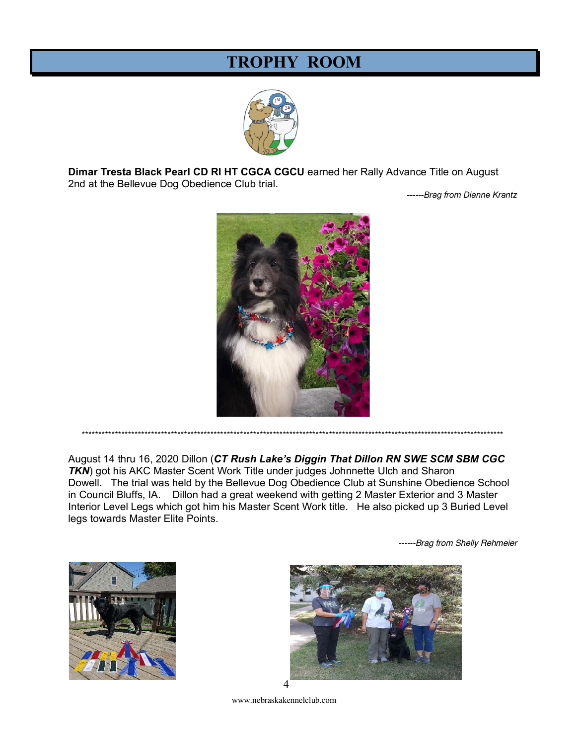# TROPHY ROOM

**Dimar Tresta Black Pearl CD RI HT CGCA CGCU** earned her Rally Advance Title on August 2nd at the Bellevue Dog Obedience Club trial.

*------Brag from Dianne Krantz*

***

August 14 thru 16, 2020 Dillon (***CT Rush Lake's Diggin That Dillon RN SWE SCM SBM CGC TKN***) got his AKC Master Scent Work Title under judges Johnnette Ulch and Sharon Dowell. The trial was held by the Bellevue Dog Obedience Club at Sunshine Obedience School in Council Bluffs, IA. Dillon had a great weekend with getting 2 Master Exterior and 3 Master Interior Level Legs which got him his Master Scent Work title. He also picked up 3 Buried Level legs towards Master Elite Points.

*------Brag from Shelly Rehmeier*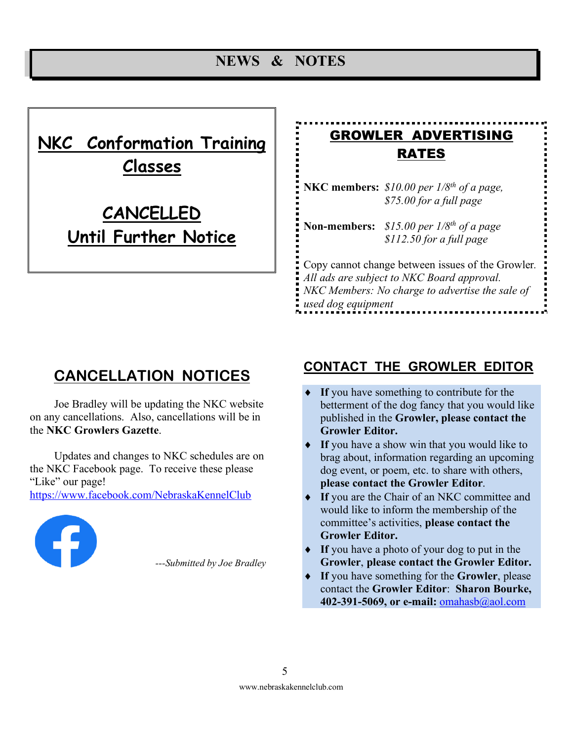# NEWS & NOTES

## NKC Conformation Training Classes

## CANCELLED Until Further Notice

## CANCELLATION NOTICES

Joe Bradley will be updating the NKC website on any cancellations. Also, cancellations will be in the **NKC Growlers Gazette**.

Updates and changes to NKC schedules are on the NKC Facebook page. To receive these please "Like" our page!
https://www.facebook.com/NebraskaKennelClub

*---Submitted by Joe Bradley*

## GROWLER ADVERTISING RATES

**NKC members:** *\$10.00 per 1/8th of a page, \$75.00 for a full page*

**Non-members:** *\$15.00 per 1/8th of a page \$112.50 for a full page*

Copy cannot change between issues of the Growler.
*All ads are subject to NKC Board approval.*
*NKC Members: No charge to advertise the sale of used dog equipment*

## CONTACT THE GROWLER EDITOR

- **If** you have something to contribute for the betterment of the dog fancy that you would like published in the **Growler, please contact the Growler Editor.**
- **If** you have a show win that you would like to brag about, information regarding an upcoming dog event, or poem, etc. to share with others, **please contact the Growler Editor**.
- **If** you are the Chair of an NKC committee and would like to inform the membership of the committee's activities, **please contact the Growler Editor.**
- **If** you have a photo of your dog to put in the **Growler**, **please contact the Growler Editor.**
- **If** you have something for the **Growler**, please contact the **Growler Editor**: **Sharon Bourke, 402-391-5069, or e-mail:** omahasb@aol.com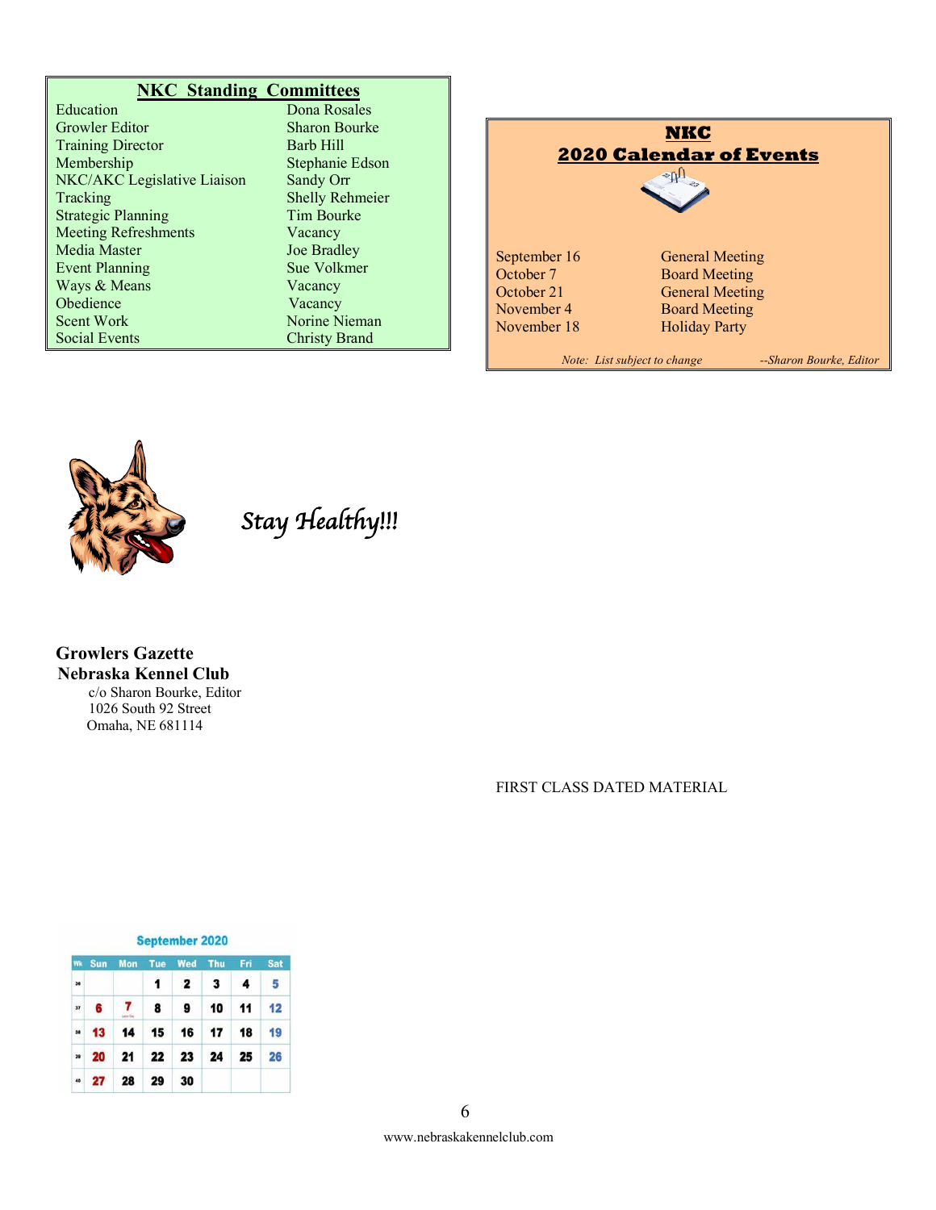## NKC Standing Committees

| | |
|---|---|
| Education | Dona Rosales |
| Growler Editor | Sharon Bourke |
| Training Director | Barb Hill |
| Membership | Stephanie Edson |
| NKC/AKC Legislative Liaison | Sandy Orr |
| Tracking | Shelly Rehmeier |
| Strategic Planning | Tim Bourke |
| Meeting Refreshments | Vacancy |
| Media Master | Joe Bradley |
| Event Planning | Sue Volkmer |
| Ways & Means | Vacancy |
| Obedience | Vacancy |
| Scent Work | Norine Nieman |
| Social Events | Christy Brand |

## NKC
## 2020 Calendar of Events

| | |
|---|---|
| September 16 | General Meeting |
| October 7 | Board Meeting |
| October 21 | General Meeting |
| November 4 | Board Meeting |
| November 18 | Holiday Party |

*Note: List subject to change* *--Sharon Bourke, Editor*

*Stay Healthy!!!*

**Growlers Gazette**
**Nebraska Kennel Club**
c/o Sharon Bourke, Editor
1026 South 92 Street
Omaha, NE 681114

FIRST CLASS DATED MATERIAL

**September 2020**

| Wk | Sun | Mon | Tue | Wed | Thu | Fri | Sat |
|---|---|---|---|---|---|---|---|
| 36 | | | 1 | 2 | 3 | 4 | 5 |
| 37 | 6 | 7 | 8 | 9 | 10 | 11 | 12 |
| 38 | 13 | 14 | 15 | 16 | 17 | 18 | 19 |
| 39 | 20 | 21 | 22 | 23 | 24 | 25 | 26 |
| 40 | 27 | 28 | 29 | 30 | | | |

www.nebraskakennelclub.com